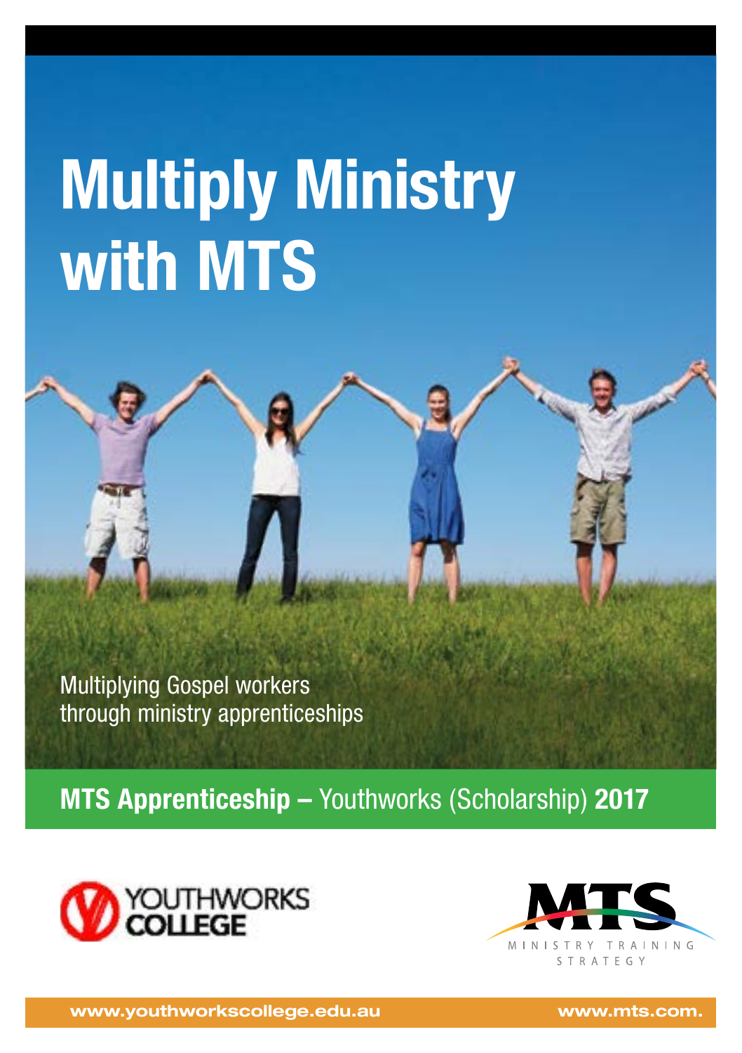# Multiply Ministry with MTS

Multiplying Gospel workers through ministry apprenticeships

**MTS Apprenticeship –** Youthworks (Scholarship) **2017**

YOUTHWORKS COLLEGE

MTS
MINISTRY TRAINING STRATEGY

www.youthworkscollege.edu.au

www.mts.com.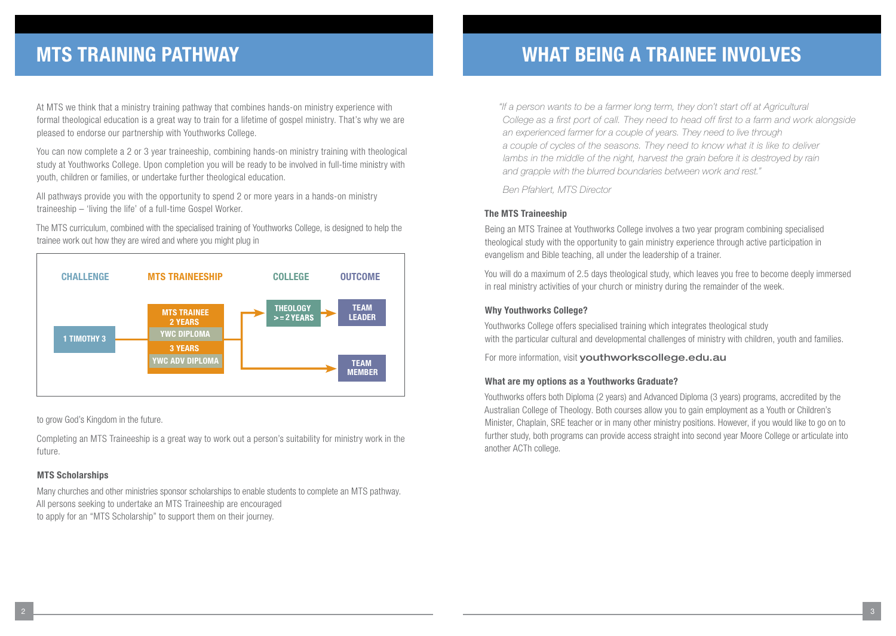## MTS TRAINING PATHWAY

At MTS we think that a ministry training pathway that combines hands-on ministry experience with formal theological education is a great way to train for a lifetime of gospel ministry. That's why we are pleased to endorse our partnership with Youthworks College.

You can now complete a 2 or 3 year traineeship, combining hands-on ministry training with theological study at Youthworks College. Upon completion you will be ready to be involved in full-time ministry with youth, children or families, or undertake further theological education.

All pathways provide you with the opportunity to spend 2 or more years in a hands-on ministry traineeship – 'living the life' of a full-time Gospel Worker.

The MTS curriculum, combined with the specialised training of Youthworks College, is designed to help the trainee work out how they are wired and where you might plug in

| CHALLENGE | MTS TRAINEESHIP | COLLEGE | OUTCOME |
|---|---|---|---|
| 1 TIMOTHY 3 | MTS TRAINEE 2 YEARS – YWC DIPLOMA | THEOLOGY >=2 YEARS | TEAM LEADER |
| | 3 YEARS – YWC ADV DIPLOMA | | TEAM MEMBER |

to grow God's Kingdom in the future.

Completing an MTS Traineeship is a great way to work out a person's suitability for ministry work in the future.

### MTS Scholarships

Many churches and other ministries sponsor scholarships to enable students to complete an MTS pathway. All persons seeking to undertake an MTS Traineeship are encouraged to apply for an "MTS Scholarship" to support them on their journey.

## WHAT BEING A TRAINEE INVOLVES

*"If a person wants to be a farmer long term, they don't start off at Agricultural College as a first port of call. They need to head off first to a farm and work alongside an experienced farmer for a couple of years. They need to live through a couple of cycles of the seasons. They need to know what it is like to deliver lambs in the middle of the night, harvest the grain before it is destroyed by rain and grapple with the blurred boundaries between work and rest."*

*Ben Pfahlert, MTS Director*

### The MTS Traineeship

Being an MTS Trainee at Youthworks College involves a two year program combining specialised theological study with the opportunity to gain ministry experience through active participation in evangelism and Bible teaching, all under the leadership of a trainer.

You will do a maximum of 2.5 days theological study, which leaves you free to become deeply immersed in real ministry activities of your church or ministry during the remainder of the week.

### Why Youthworks College?

Youthworks College offers specialised training which integrates theological study with the particular cultural and developmental challenges of ministry with children, youth and families.

For more information, visit **youthworkscollege.edu.au**

### What are my options as a Youthworks Graduate?

Youthworks offers both Diploma (2 years) and Advanced Diploma (3 years) programs, accredited by the Australian College of Theology. Both courses allow you to gain employment as a Youth or Children's Minister, Chaplain, SRE teacher or in many other ministry positions. However, if you would like to go on to further study, both programs can provide access straight into second year Moore College or articulate into another ACTh college.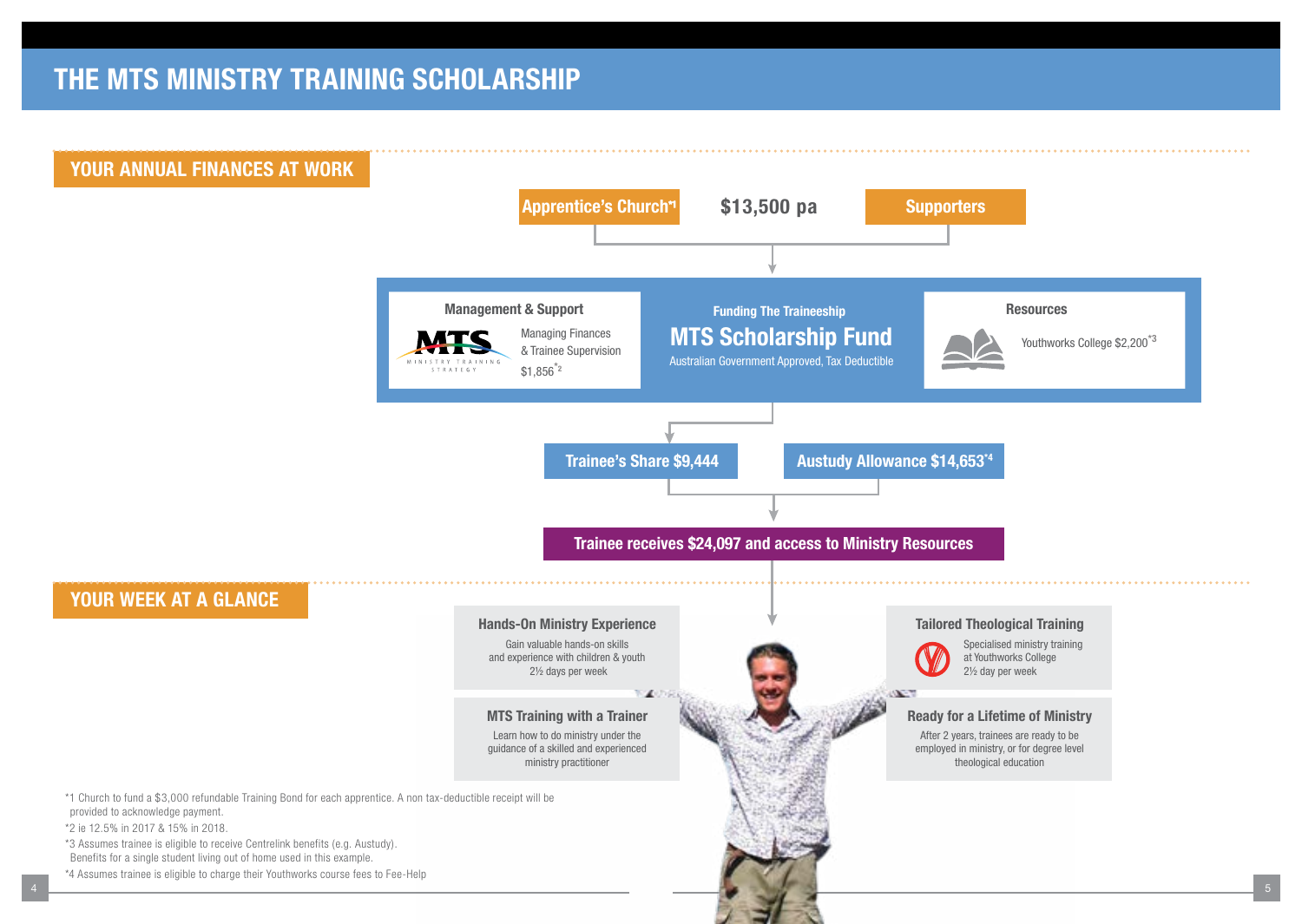# THE MTS MINISTRY TRAINING SCHOLARSHIP

## YOUR ANNUAL FINANCES AT WORK

**Apprentice's Church**[*1] — **$13,500 pa** — **Supporters**

### Management & Support

MTS Ministry Training Strategy

Managing Finances & Trainee Supervision

$1,856[*2]

### Funding The Traineeship

## MTS Scholarship Fund

Australian Government Approved, Tax Deductible

### Resources

Youthworks College $2,200[*3]

**Trainee's Share $9,444**

**Austudy Allowance $14,653**[*4]

**Trainee receives $24,097 and access to Ministry Resources**

## YOUR WEEK AT A GLANCE

### Hands-On Ministry Experience

Gain valuable hands-on skills and experience with children & youth

2½ days per week

### MTS Training with a Trainer

Learn how to do ministry under the guidance of a skilled and experienced ministry practitioner

### Tailored Theological Training

Specialised ministry training at Youthworks College

2½ day per week

### Ready for a Lifetime of Ministry

After 2 years, trainees are ready to be employed in ministry, or for degree level theological education

*1 Church to fund a $3,000 refundable Training Bond for each apprentice. A non tax-deductible receipt will be provided to acknowledge payment.

*2 ie 12.5% in 2017 & 15% in 2018.

*3 Assumes trainee is eligible to receive Centrelink benefits (e.g. Austudy). Benefits for a single student living out of home used in this example.

*4 Assumes trainee is eligible to charge their Youthworks course fees to Fee-Help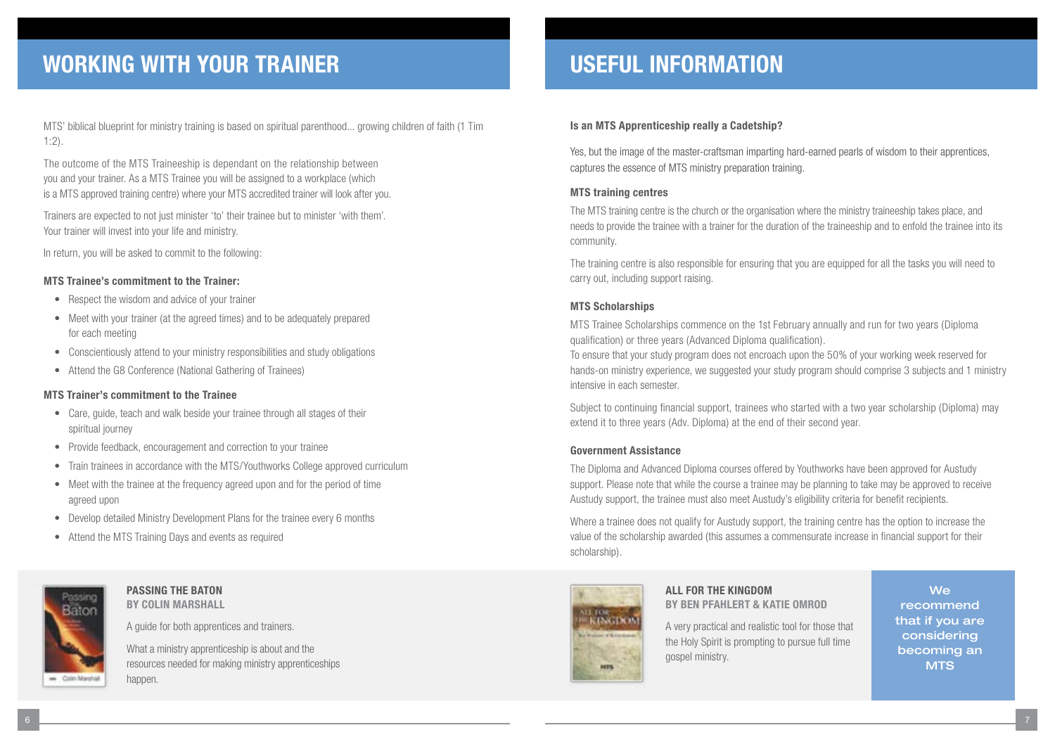# WORKING WITH YOUR TRAINER

MTS' biblical blueprint for ministry training is based on spiritual parenthood... growing children of faith (1 Tim 1:2).

The outcome of the MTS Traineeship is dependant on the relationship between you and your trainer. As a MTS Trainee you will be assigned to a workplace (which is a MTS approved training centre) where your MTS accredited trainer will look after you.

Trainers are expected to not just minister 'to' their trainee but to minister 'with them'. Your trainer will invest into your life and ministry.

In return, you will be asked to commit to the following:

### MTS Trainee's commitment to the Trainer:

- Respect the wisdom and advice of your trainer
- Meet with your trainer (at the agreed times) and to be adequately prepared for each meeting
- Conscientiously attend to your ministry responsibilities and study obligations
- Attend the G8 Conference (National Gathering of Trainees)

### MTS Trainer's commitment to the Trainee

- Care, guide, teach and walk beside your trainee through all stages of their spiritual journey
- Provide feedback, encouragement and correction to your trainee
- Train trainees in accordance with the MTS/Youthworks College approved curriculum
- Meet with the trainee at the frequency agreed upon and for the period of time agreed upon
- Develop detailed Ministry Development Plans for the trainee every 6 months
- Attend the MTS Training Days and events as required

**PASSING THE BATON**
**BY COLIN MARSHALL**

A guide for both apprentices and trainers.

What a ministry apprenticeship is about and the resources needed for making ministry apprenticeships happen.

# USEFUL INFORMATION

### Is an MTS Apprenticeship really a Cadetship?

Yes, but the image of the master-craftsman imparting hard-earned pearls of wisdom to their apprentices, captures the essence of MTS ministry preparation training.

### MTS training centres

The MTS training centre is the church or the organisation where the ministry traineeship takes place, and needs to provide the trainee with a trainer for the duration of the traineeship and to enfold the trainee into its community.

The training centre is also responsible for ensuring that you are equipped for all the tasks you will need to carry out, including support raising.

### MTS Scholarships

MTS Trainee Scholarships commence on the 1st February annually and run for two years (Diploma qualification) or three years (Advanced Diploma qualification).
To ensure that your study program does not encroach upon the 50% of your working week reserved for hands-on ministry experience, we suggested your study program should comprise 3 subjects and 1 ministry intensive in each semester.

Subject to continuing financial support, trainees who started with a two year scholarship (Diploma) may extend it to three years (Adv. Diploma) at the end of their second year.

### Government Assistance

The Diploma and Advanced Diploma courses offered by Youthworks have been approved for Austudy support. Please note that while the course a trainee may be planning to take may be approved to receive Austudy support, the trainee must also meet Austudy's eligibility criteria for benefit recipients.

Where a trainee does not qualify for Austudy support, the training centre has the option to increase the value of the scholarship awarded (this assumes a commensurate increase in financial support for their scholarship).

**ALL FOR THE KINGDOM**
**BY BEN PFAHLERT & KATIE OMROD**

A very practical and realistic tool for those that the Holy Spirit is prompting to pursue full time gospel ministry.

We recommend that if you are considering becoming an MTS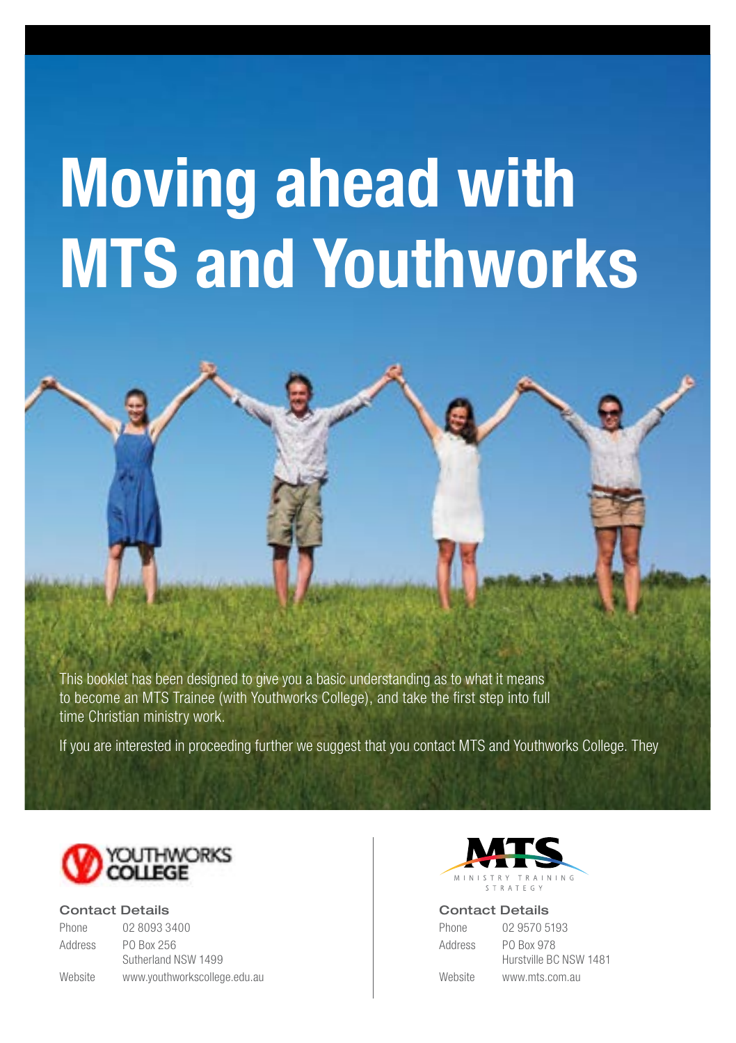# Moving ahead with MTS and Youthworks

This booklet has been designed to give you a basic understanding as to what it means to become an MTS Trainee (with Youthworks College), and take the first step into full time Christian ministry work.

If you are interested in proceeding further we suggest that you contact MTS and Youthworks College. They

YOUTHWORKS COLLEGE

### Contact Details

| | |
|---|---|
| Phone | 02 8093 3400 |
| Address | PO Box 256<br>Sutherland NSW 1499 |
| Website | www.youthworkscollege.edu.au |

MTS MINISTRY TRAINING STRATEGY

### Contact Details

| | |
|---|---|
| Phone | 02 9570 5193 |
| Address | PO Box 978<br>Hurstville BC NSW 1481 |
| Website | www.mts.com.au |